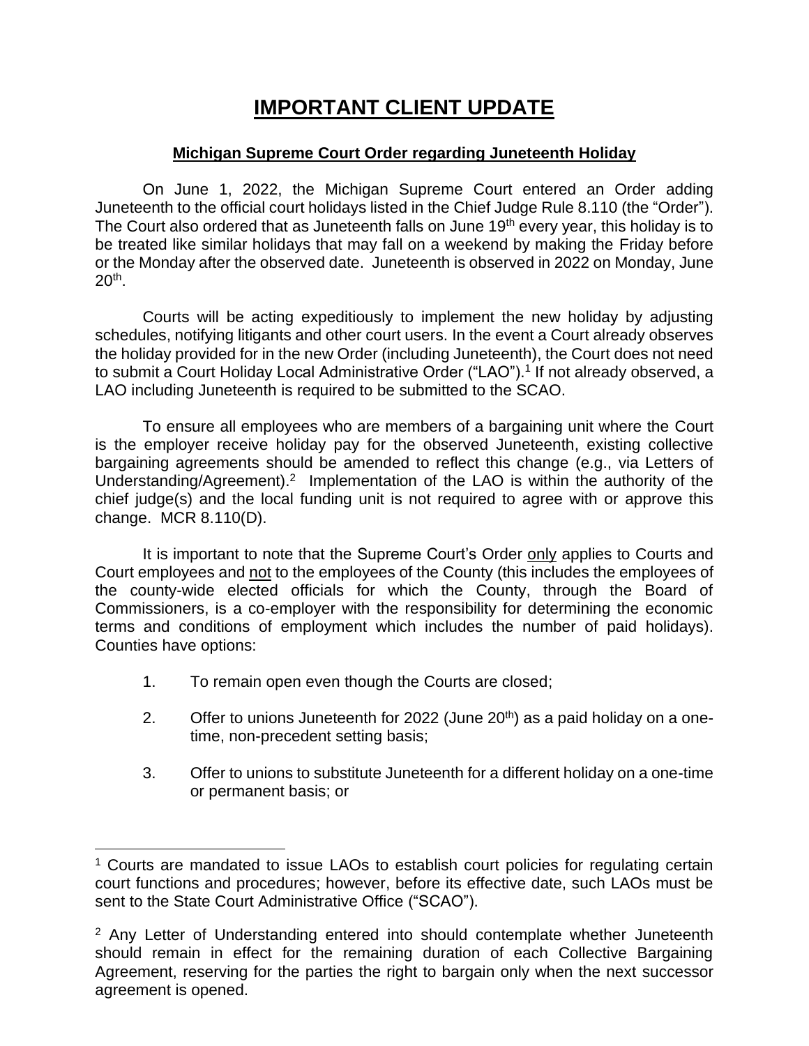# **IMPORTANT CLIENT UPDATE**

**Michigan Supreme Court Order regarding Juneteenth Holiday**

On June 1, 2022, the Michigan Supreme Court entered an Order adding Juneteenth to the official court holidays listed in the Chief Judge Rule 8.110 (the "Order"). The Court also ordered that as Juneteenth falls on June 19th every year, this holiday is to be treated like similar holidays that may fall on a weekend by making the Friday before or the Monday after the observed date. Juneteenth is observed in 2022 on Monday, June 20th.

Courts will be acting expeditiously to implement the new holiday by adjusting schedules, notifying litigants and other court users. In the event a Court already observes the holiday provided for in the new Order (including Juneteenth), the Court does not need to submit a Court Holiday Local Administrative Order ("LAO").[1] If not already observed, a LAO including Juneteenth is required to be submitted to the SCAO.

To ensure all employees who are members of a bargaining unit where the Court is the employer receive holiday pay for the observed Juneteenth, existing collective bargaining agreements should be amended to reflect this change (e.g., via Letters of Understanding/Agreement).[2] Implementation of the LAO is within the authority of the chief judge(s) and the local funding unit is not required to agree with or approve this change. MCR 8.110(D).

It is important to note that the Supreme Court's Order <u>only</u> applies to Courts and Court employees and <u>not</u> to the employees of the County (this includes the employees of the county-wide elected officials for which the County, through the Board of Commissioners, is a co-employer with the responsibility for determining the economic terms and conditions of employment which includes the number of paid holidays). Counties have options:

1. To remain open even though the Courts are closed;
2. Offer to unions Juneteenth for 2022 (June 20th) as a paid holiday on a one-time, non-precedent setting basis;
3. Offer to unions to substitute Juneteenth for a different holiday on a one-time or permanent basis; or

---

[1] Courts are mandated to issue LAOs to establish court policies for regulating certain court functions and procedures; however, before its effective date, such LAOs must be sent to the State Court Administrative Office ("SCAO").

[2] Any Letter of Understanding entered into should contemplate whether Juneteenth should remain in effect for the remaining duration of each Collective Bargaining Agreement, reserving for the parties the right to bargain only when the next successor agreement is opened.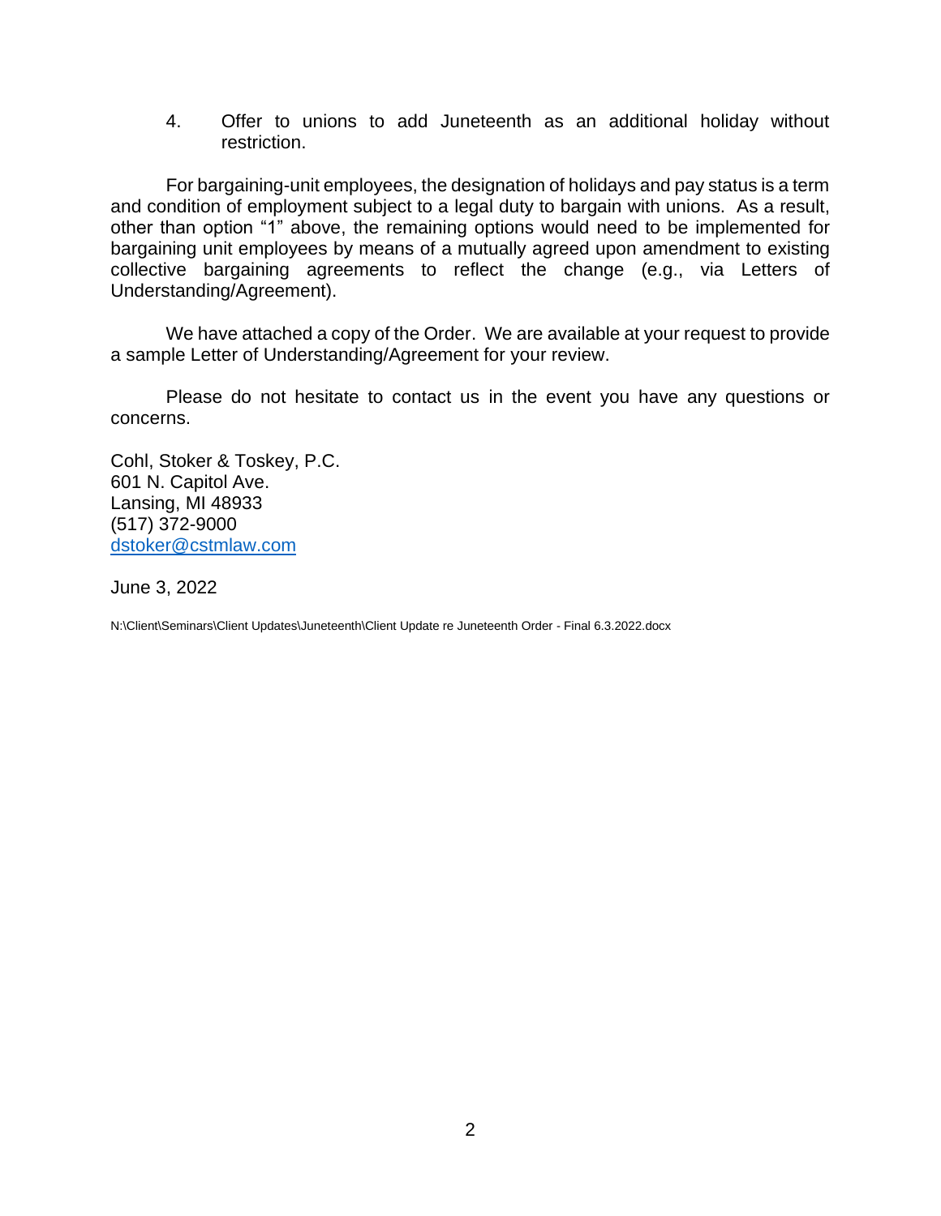4. Offer to unions to add Juneteenth as an additional holiday without restriction.

For bargaining-unit employees, the designation of holidays and pay status is a term and condition of employment subject to a legal duty to bargain with unions. As a result, other than option "1" above, the remaining options would need to be implemented for bargaining unit employees by means of a mutually agreed upon amendment to existing collective bargaining agreements to reflect the change (e.g., via Letters of Understanding/Agreement).

We have attached a copy of the Order. We are available at your request to provide a sample Letter of Understanding/Agreement for your review.

Please do not hesitate to contact us in the event you have any questions or concerns.

Cohl, Stoker & Toskey, P.C.
601 N. Capitol Ave.
Lansing, MI 48933
(517) 372-9000
dstoker@cstmlaw.com

June 3, 2022

N:\Client\Seminars\Client Updates\Juneteenth\Client Update re Juneteenth Order - Final 6.3.2022.docx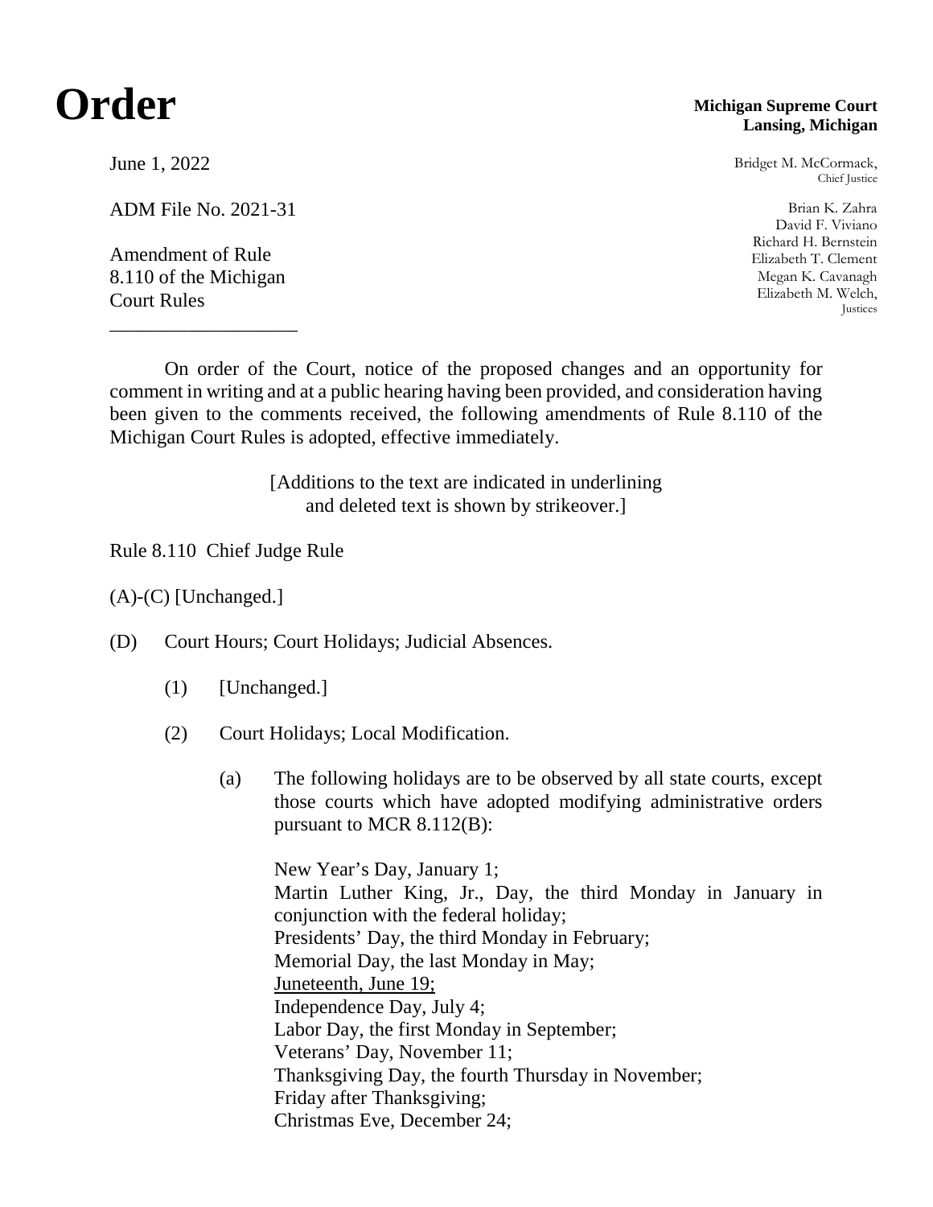# Order

**Michigan Supreme Court**
**Lansing, Michigan**

June 1, 2022

ADM File No. 2021-31

Amendment of Rule 8.110 of the Michigan Court Rules

---

Bridget M. McCormack,
Chief Justice

Brian K. Zahra
David F. Viviano
Richard H. Bernstein
Elizabeth T. Clement
Megan K. Cavanagh
Elizabeth M. Welch,
Justices

On order of the Court, notice of the proposed changes and an opportunity for comment in writing and at a public hearing having been provided, and consideration having been given to the comments received, the following amendments of Rule 8.110 of the Michigan Court Rules is adopted, effective immediately.

[Additions to the text are indicated in underlining and deleted text is shown by strikeover.]

Rule 8.110 Chief Judge Rule

(A)-(C) [Unchanged.]

(D) Court Hours; Court Holidays; Judicial Absences.

(1) [Unchanged.]

(2) Court Holidays; Local Modification.

(a) The following holidays are to be observed by all state courts, except those courts which have adopted modifying administrative orders pursuant to MCR 8.112(B):

New Year's Day, January 1;
Martin Luther King, Jr., Day, the third Monday in January in conjunction with the federal holiday;
Presidents' Day, the third Monday in February;
Memorial Day, the last Monday in May;
<u>Juneteenth, June 19;</u>
Independence Day, July 4;
Labor Day, the first Monday in September;
Veterans' Day, November 11;
Thanksgiving Day, the fourth Thursday in November;
Friday after Thanksgiving;
Christmas Eve, December 24;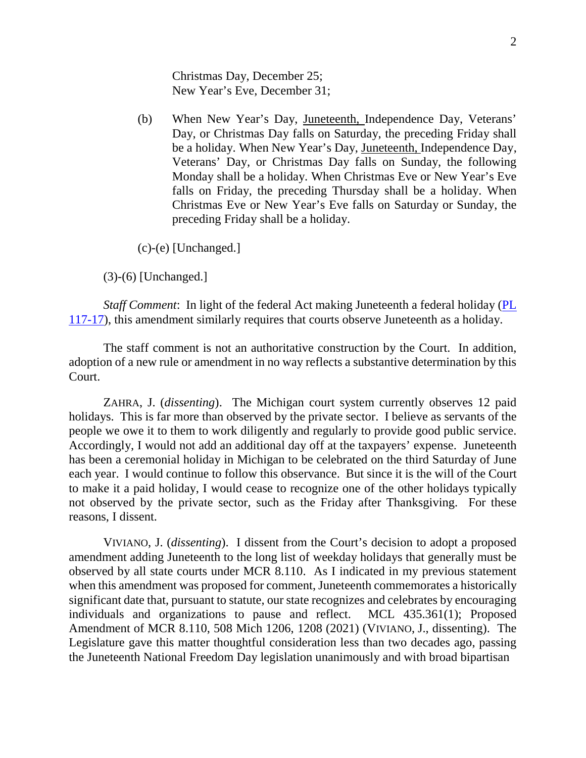Christmas Day, December 25;
New Year's Eve, December 31;

(b) When New Year's Day, Juneteenth, Independence Day, Veterans' Day, or Christmas Day falls on Saturday, the preceding Friday shall be a holiday. When New Year's Day, Juneteenth, Independence Day, Veterans' Day, or Christmas Day falls on Sunday, the following Monday shall be a holiday. When Christmas Eve or New Year's Eve falls on Friday, the preceding Thursday shall be a holiday. When Christmas Eve or New Year's Eve falls on Saturday or Sunday, the preceding Friday shall be a holiday.

(c)-(e) [Unchanged.]

(3)-(6) [Unchanged.]

*Staff Comment*: In light of the federal Act making Juneteenth a federal holiday (PL 117-17), this amendment similarly requires that courts observe Juneteenth as a holiday.

The staff comment is not an authoritative construction by the Court. In addition, adoption of a new rule or amendment in no way reflects a substantive determination by this Court.

ZAHRA, J. (*dissenting*). The Michigan court system currently observes 12 paid holidays. This is far more than observed by the private sector. I believe as servants of the people we owe it to them to work diligently and regularly to provide good public service. Accordingly, I would not add an additional day off at the taxpayers' expense. Juneteenth has been a ceremonial holiday in Michigan to be celebrated on the third Saturday of June each year. I would continue to follow this observance. But since it is the will of the Court to make it a paid holiday, I would cease to recognize one of the other holidays typically not observed by the private sector, such as the Friday after Thanksgiving. For these reasons, I dissent.

VIVIANO, J. (*dissenting*). I dissent from the Court's decision to adopt a proposed amendment adding Juneteenth to the long list of weekday holidays that generally must be observed by all state courts under MCR 8.110. As I indicated in my previous statement when this amendment was proposed for comment, Juneteenth commemorates a historically significant date that, pursuant to statute, our state recognizes and celebrates by encouraging individuals and organizations to pause and reflect. MCL 435.361(1); Proposed Amendment of MCR 8.110, 508 Mich 1206, 1208 (2021) (VIVIANO, J., dissenting). The Legislature gave this matter thoughtful consideration less than two decades ago, passing the Juneteenth National Freedom Day legislation unanimously and with broad bipartisan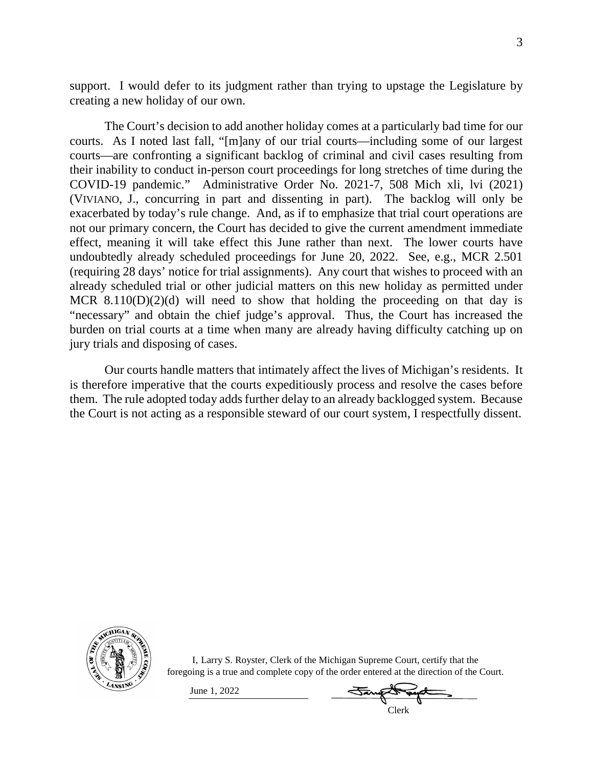support. I would defer to its judgment rather than trying to upstage the Legislature by creating a new holiday of our own.

The Court's decision to add another holiday comes at a particularly bad time for our courts. As I noted last fall, "[m]any of our trial courts—including some of our largest courts—are confronting a significant backlog of criminal and civil cases resulting from their inability to conduct in-person court proceedings for long stretches of time during the COVID-19 pandemic." Administrative Order No. 2021-7, 508 Mich xli, lvi (2021) (VIVIANO, J., concurring in part and dissenting in part). The backlog will only be exacerbated by today's rule change. And, as if to emphasize that trial court operations are not our primary concern, the Court has decided to give the current amendment immediate effect, meaning it will take effect this June rather than next. The lower courts have undoubtedly already scheduled proceedings for June 20, 2022. See, e.g., MCR 2.501 (requiring 28 days' notice for trial assignments). Any court that wishes to proceed with an already scheduled trial or other judicial matters on this new holiday as permitted under MCR 8.110(D)(2)(d) will need to show that holding the proceeding on that day is "necessary" and obtain the chief judge's approval. Thus, the Court has increased the burden on trial courts at a time when many are already having difficulty catching up on jury trials and disposing of cases.

Our courts handle matters that intimately affect the lives of Michigan's residents. It is therefore imperative that the courts expeditiously process and resolve the cases before them. The rule adopted today adds further delay to an already backlogged system. Because the Court is not acting as a responsible steward of our court system, I respectfully dissent.

I, Larry S. Royster, Clerk of the Michigan Supreme Court, certify that the foregoing is a true and complete copy of the order entered at the direction of the Court.

June 1, 2022

Clerk